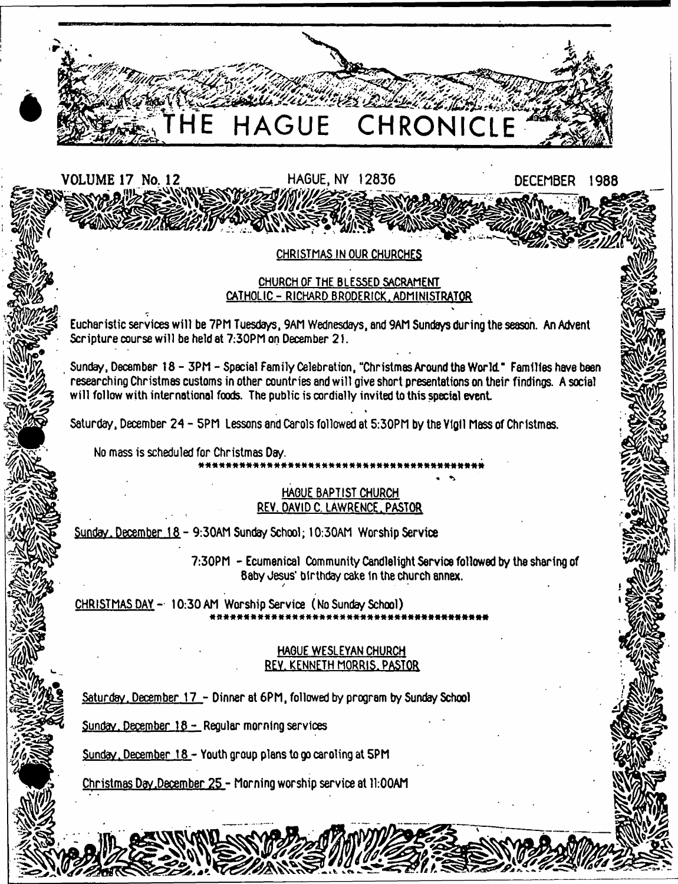# THE HAGUE CHRONICLE

VOLUME 17 No. 12 — HAGUE, NY 12836 — DECEMBER 1988

## CHRISTMAS IN OUR CHURCHES

### CHURCH OF THE BLESSED SACRAMENT
### CATHOLIC - RICHARD BRODERICK, ADMINISTRATOR

Eucharistic services will be 7PM Tuesdays, 9AM Wednesdays, and 9AM Sundays during the season. An Advent Scripture course will be held at 7:30PM on December 21.

Sunday, December 18 - 3PM - Special Family Celebration, "Christmas Around the World." Families have been researching Christmas customs in other countries and will give short presentations on their findings. A social will follow with international foods. The public is cordially invited to this special event.

Saturday, December 24 - 5PM Lessons and Carols followed at 5:30PM by the Vigil Mass of Christmas.

No mass is scheduled for Christmas Day.

******************************************

### HAGUE BAPTIST CHURCH
### REV. DAVID C. LAWRENCE, PASTOR

Sunday, December 18 - 9:30AM Sunday School; 10:30AM Worship Service

7:30PM - Ecumenical Community Candlelight Service followed by the sharing of Baby Jesus' birthday cake in the church annex.

CHRISTMAS DAY - 10:30 AM Worship Service (No Sunday School)

******************************************

### HAGUE WESLEYAN CHURCH
### REV. KENNETH MORRIS, PASTOR

Saturday, December 17 - Dinner at 6PM, followed by program by Sunday School

Sunday, December 18 - Regular morning services

Sunday, December 18 - Youth group plans to go caroling at 5PM

Christmas Day, December 25 - Morning worship service at 11:00AM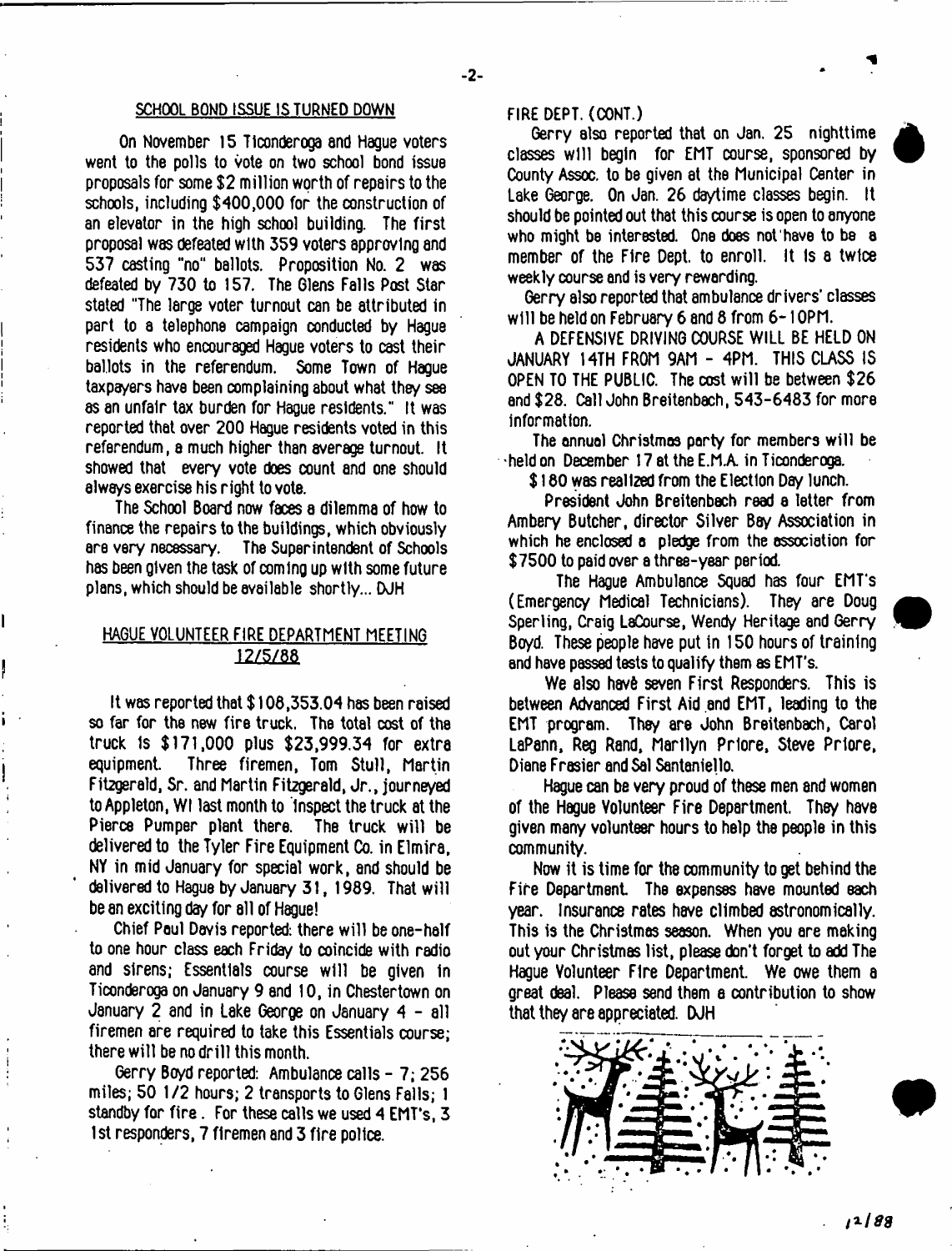## SCHOOL BOND ISSUE IS TURNED DOWN

On November 15 Ticonderoga and Hague voters went to the polls to vote on two school bond issue proposals for some $2 million worth of repairs to the schools, including $400,000 for the construction of an elevator in the high school building. The first proposal was defeated with 359 voters approving and 537 casting "no" ballots. Proposition No. 2 was defeated by 730 to 157. The Glens Falls Post Star stated "The large voter turnout can be attributed in part to a telephone campaign conducted by Hague residents who encouraged Hague voters to cast their ballots in the referendum. Some Town of Hague taxpayers have been complaining about what they see as an unfair tax burden for Hague residents." It was reported that over 200 Hague residents voted in this referendum, a much higher than average turnout. It showed that every vote does count and one should always exercise his right to vote.

The School Board now faces a dilemma of how to finance the repairs to the buildings, which obviously are very necessary. The Superintendent of Schools has been given the task of coming up with some future plans, which should be available shortly... DJH

## HAGUE VOLUNTEER FIRE DEPARTMENT MEETING 12/5/88

It was reported that $108,353.04 has been raised so far for the new fire truck. The total cost of the truck is $171,000 plus $23,999.34 for extra equipment. Three firemen, Tom Stull, Martin Fitzgerald, Sr. and Martin Fitzgerald, Jr., journeyed to Appleton, WI last month to inspect the truck at the Pierce Pumper plant there. The truck will be delivered to the Tyler Fire Equipment Co. in Elmira, NY in mid January for special work, and should be delivered to Hague by January 31, 1989. That will be an exciting day for all of Hague!

Chief Paul Davis reported: there will be one-half to one hour class each Friday to coincide with radio and sirens; Essentials course will be given in Ticonderoga on January 9 and 10, in Chestertown on January 2 and in Lake George on January 4 - all firemen are required to take this Essentials course; there will be no drill this month.

Gerry Boyd reported: Ambulance calls - 7; 256 miles; 50 1/2 hours; 2 transports to Glens Falls; 1 standby for fire. For these calls we used 4 EMT's, 3 1st responders, 7 firemen and 3 fire police.

FIRE DEPT. (CONT.)

Gerry also reported that on Jan. 25 nighttime classes will begin for EMT course, sponsored by County Assoc. to be given at the Municipal Center in Lake George. On Jan. 26 daytime classes begin. It should be pointed out that this course is open to anyone who might be interested. One does not have to be a member of the Fire Dept. to enroll. It is a twice weekly course and is very rewarding.

Gerry also reported that ambulance drivers' classes will be held on February 6 and 8 from 6-10PM.

A DEFENSIVE DRIVING COURSE WILL BE HELD ON JANUARY 14TH FROM 9AM - 4PM. THIS CLASS IS OPEN TO THE PUBLIC. The cost will be between $26 and $28. Call John Breitenbach, 543-6483 for more information.

The annual Christmas party for members will be held on December 17 at the E.M.A. in Ticonderoga.

$180 was realized from the Election Day lunch.

President John Breitenbach read a letter from Ambery Butcher, director Silver Bay Association in which he enclosed a pledge from the association for $7500 to paid over a three-year period.

The Hague Ambulance Squad has four EMT's (Emergency Medical Technicians). They are Doug Sperling, Craig LaCourse, Wendy Heritage and Gerry Boyd. These people have put in 150 hours of training and have passed tests to qualify them as EMT's.

We also have seven First Responders. This is between Advanced First Aid and EMT, leading to the EMT program. They are John Breitenbach, Carol LaPann, Reg Rand, Marilyn Priore, Steve Priore, Diane Frasier and Sal Santaniello.

Hague can be very proud of these men and women of the Hague Volunteer Fire Department. They have given many volunteer hours to help the people in this community.

Now it is time for the community to get behind the Fire Department. The expenses have mounted each year. Insurance rates have climbed astronomically. This is the Christmas season. When you are making out your Christmas list, please don't forget to add The Hague Volunteer Fire Department. We owe them a great deal. Please send them a contribution to show that they are appreciated. DJH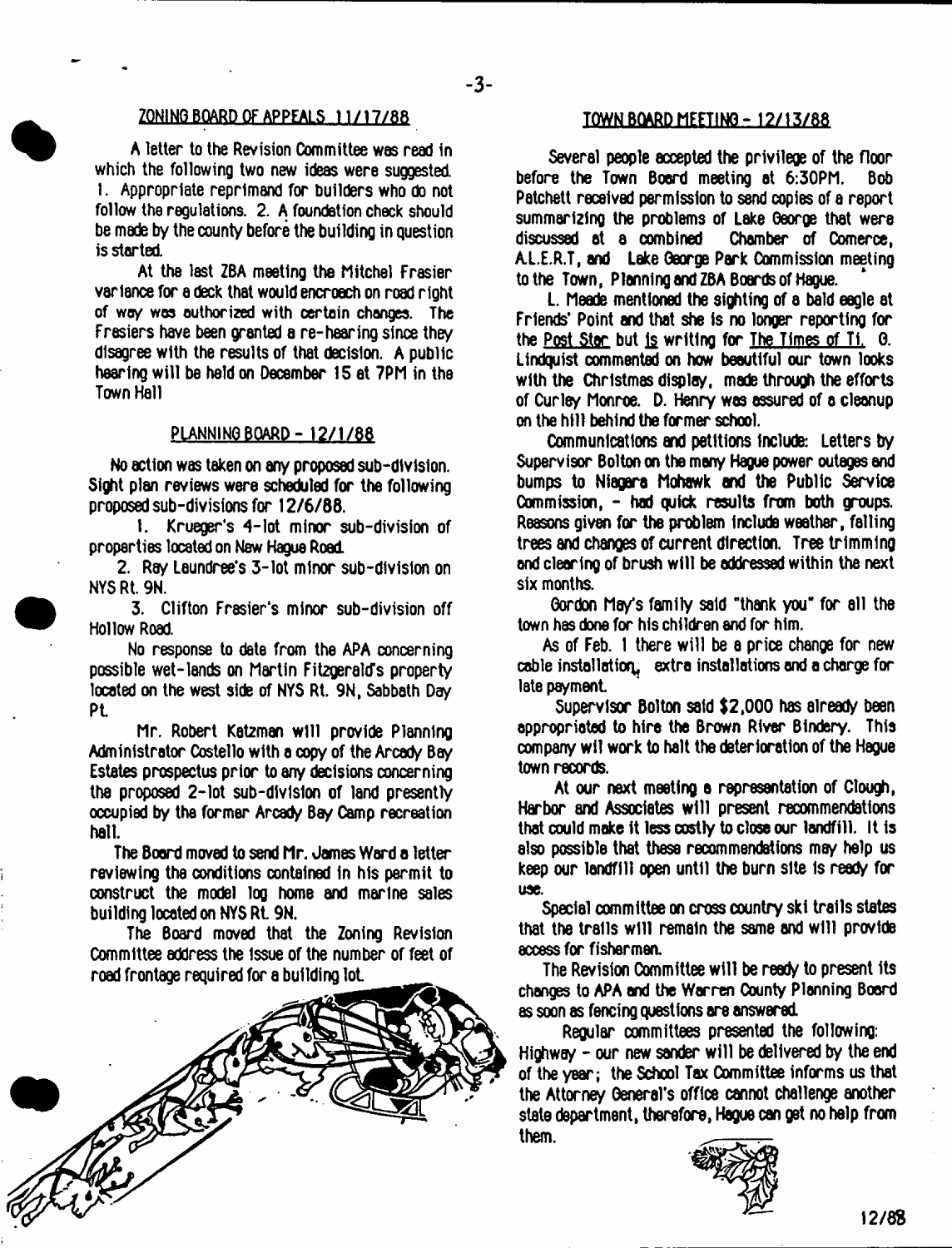## ZONING BOARD OF APPEALS 11/17/88

A letter to the Revision Committee was read in which the following two new ideas were suggested. 1. Appropriate reprimand for builders who do not follow the regulations. 2. A foundation check should be made by the county before the building in question is started.

At the last ZBA meeting the Mitchel Frasier variance for a deck that would encroach on road right of way was authorized with certain changes. The Frasiers have been granted a re-hearing since they disagree with the results of that decision. A public hearing will be held on December 15 at 7PM in the Town Hall

## PLANNING BOARD - 12/1/88

No action was taken on any proposed sub-division. Sight plan reviews were scheduled for the following proposed sub-divisions for 12/6/88.

1. Krueger's 4-lot minor sub-division of properties located on New Hague Road.

2. Ray Laundree's 3-lot minor sub-division on NYS Rt. 9N.

3. Clifton Frasier's minor sub-division off Hollow Road.

No response to date from the APA concerning possible wet-lands on Martin Fitzgerald's property located on the west side of NYS Rt. 9N, Sabbath Day Pt.

Mr. Robert Katzman will provide Planning Administrator Costello with a copy of the Arcady Bay Estates prospectus prior to any decisions concerning the proposed 2-lot sub-division of land presently occupied by the former Arcady Bay Camp recreation hall.

The Board moved to send Mr. James Ward a letter reviewing the conditions contained in his permit to construct the model log home and marine sales building located on NYS Rt. 9N.

The Board moved that the Zoning Revision Committee address the issue of the number of feet of road frontage required for a building lot.

## TOWN BOARD MEETING - 12/13/88

Several people accepted the privilege of the floor before the Town Board meeting at 6:30PM. Bob Patchett received permission to send copies of a report summarizing the problems of Lake George that were discussed at a combined Chamber of Comerce, A.L.E.R.T, and Lake George Park Commission meeting to the Town, Planning and ZBA Boards of Hague.

L. Meade mentioned the sighting of a bald eagle at Friends' Point and that she is no longer reporting for the Post Star but is writing for The Times of Ti. O. Lindquist commented on how beautiful our town looks with the Christmas display, made through the efforts of Curley Monroe. D. Henry was assured of a cleanup on the hill behind the former school.

Communications and petitions include: Letters by Supervisor Bolton on the many Hague power outages and bumps to Niagara Mohawk and the Public Service Commission, - had quick results from both groups. Reasons given for the problem include weather, falling trees and changes of current direction. Tree trimming and clearing of brush will be addressed within the next six months.

Gordon May's family said "thank you" for all the town has done for his children and for him.

As of Feb. 1 there will be a price change for new cable installation, extra installations and a charge for late payment.

Supervisor Bolton said $2,000 has already been appropriated to hire the Brown River Bindery. This company will work to halt the deterioration of the Hague town records.

At our next meeting a representation of Clough, Harbor and Associates will present recommendations that could make it less costly to close our landfill. It is also possible that these recommendations may help us keep our landfill open until the burn site is ready for use.

Special committee on cross country ski trails states that the trails will remain the same and will provide access for fishermen.

The Revision Committee will be ready to present its changes to APA and the Warren County Planning Board as soon as fencing questions are answered.

Regular committees presented the following: Highway - our new sander will be delivered by the end of the year; the School Tax Committee informs us that the Attorney General's office cannot challenge another state department, therefore, Hague can get no help from them.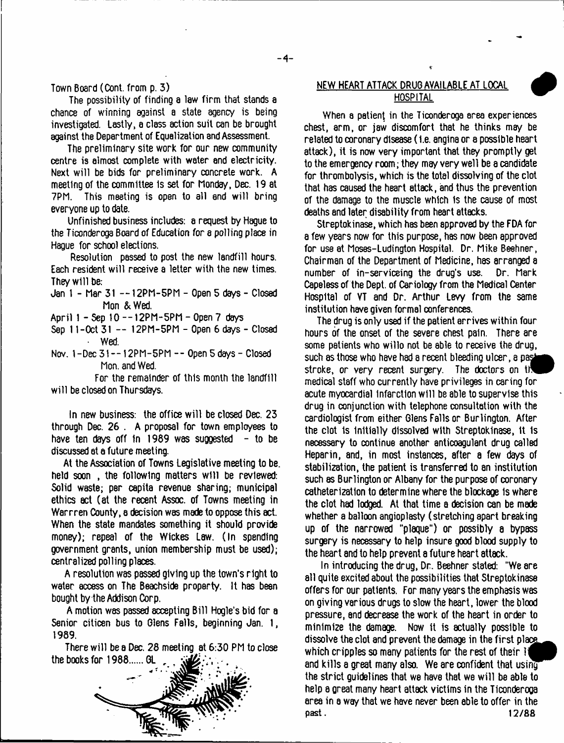Town Board (Cont. from p. 3)

The possibility of finding a law firm that stands a chance of winning against a state agency is being investigated. Lastly, a class action suit can be brought against the Department of Equalization and Assessment.

The preliminary site work for our new community centre is almost complete with water and electricity. Next will be bids for preliminary concrete work. A meeting of the committee is set for Monday, Dec. 19 at 7PM. This meeting is open to all and will bring everyone up to date.

Unfinished business includes: a request by Hague to the Ticonderoga Board of Education for a polling place in Hague for school elections.

Resolution passed to post the new landfill hours. Each resident will receive a letter with the new times. They will be:

Jan 1 - Mar 31 -- 12PM-5PM - Open 5 days - Closed Mon & Wed.

April 1 - Sep 10 -- 12PM-5PM - Open 7 days

Sep 11-Oct 31 -- 12PM-5PM - Open 6 days - Closed Wed.

Nov. 1-Dec 31 -- 12PM-5PM -- Open 5 days - Closed Mon. and Wed.

For the remainder of this month the landfill will be closed on Thursdays.

In new business: the office will be closed Dec. 23 through Dec. 26 . A proposal for town employees to have ten days off in 1989 was suggested - to be discussed at a future meeting.

At the Association of Towns Legislative meeting to be held soon , the following matters will be reviewed: Solid waste; per capita revenue sharing; municipal ethics act (at the recent Assoc. of Towns meeting in Warrren County, a decision was made to oppose this act. When the state mandates something it should provide money); repeal of the Wickes Law. (In spending government grants, union membership must be used); centralized polling places.

A resolution was passed giving up the town's right to water access on The Beachside property. It has been bought by the Addison Corp.

A motion was passed accepting Bill Hogle's bid for a Senior citicen bus to Glens Falls, beginning Jan. 1, 1989.

There will be a Dec. 28 meeting at 6:30 PM to close the books for 1988...... GL

## NEW HEART ATTACK DRUG AVAILABLE AT LOCAL HOSPITAL

When a patient in the Ticonderoga area experiences chest, arm, or jaw discomfort that he thinks may be related to coronary disease (i.e. angina or a possible heart attack), it is now very important that they promptly get to the emergency room; they may very well be a candidate for thrombolysis, which is the total dissolving of the clot that has caused the heart attack, and thus the prevention of the damage to the muscle which is the cause of most deaths and later disability from heart attacks.

Streptokinase, which has been approved by the FDA for a few years now for this purpose, has now been approved for use at Moses-Ludington Hospital. Dr. Mike Beehner, Chairman of the Department of Medicine, has arranged a number of in-serviceing the drug's use. Dr. Mark Capeless of the Dept. of Cariology from the Medical Center Hospital of VT and Dr. Arthur Levy from the same institution have given formal conferences.

The drug is only used if the patient arrives within four hours of the onset of the severe chest pain. There are some patients who willo not be able to receive the drug, such as those who have had a recent bleeding ulcer, a past stroke, or very recent surgery. The doctors on the medical staff who currently have privileges in caring for acute myocardial infarction will be able to supervise this drug in conjunction with telephone consultation with the cardiologist from either Glens Falls or Burlington. After the clot is initially dissolved with Streptokinase, it is necessary to continue another anticoagulant drug called Heparin, and, in most instances, after a few days of stabilization, the patient is transferred to an institution such as Burlington or Albany for the purpose of coronary catheterization to determine where the blockage is where the clot had lodged. At that time a decision can be made whether a balloon angioplasty (stretching apart breaking up of the narrowed "plaque") or possibly a bypass surgery is necessary to help insure good blood supply to the heart and to help prevent a future heart attack.

In introducing the drug, Dr. Beehner stated: "We are all quite excited about the possibilities that Streptokinase offers for our patients. For many years the emphasis was on giving various drugs to slow the heart, lower the blood pressure, and decrease the work of the heart in order to minimize the damage. Now it is actually possible to dissolve the clot and prevent the damage in the first place which cripples so many patients for the rest of their life and kills a great many also. We are confident that using the strict guidelines that we have that we will be able to help a great many heart attack victims in the Ticonderoga area in a way that we have never been able to offer in the past. 12/88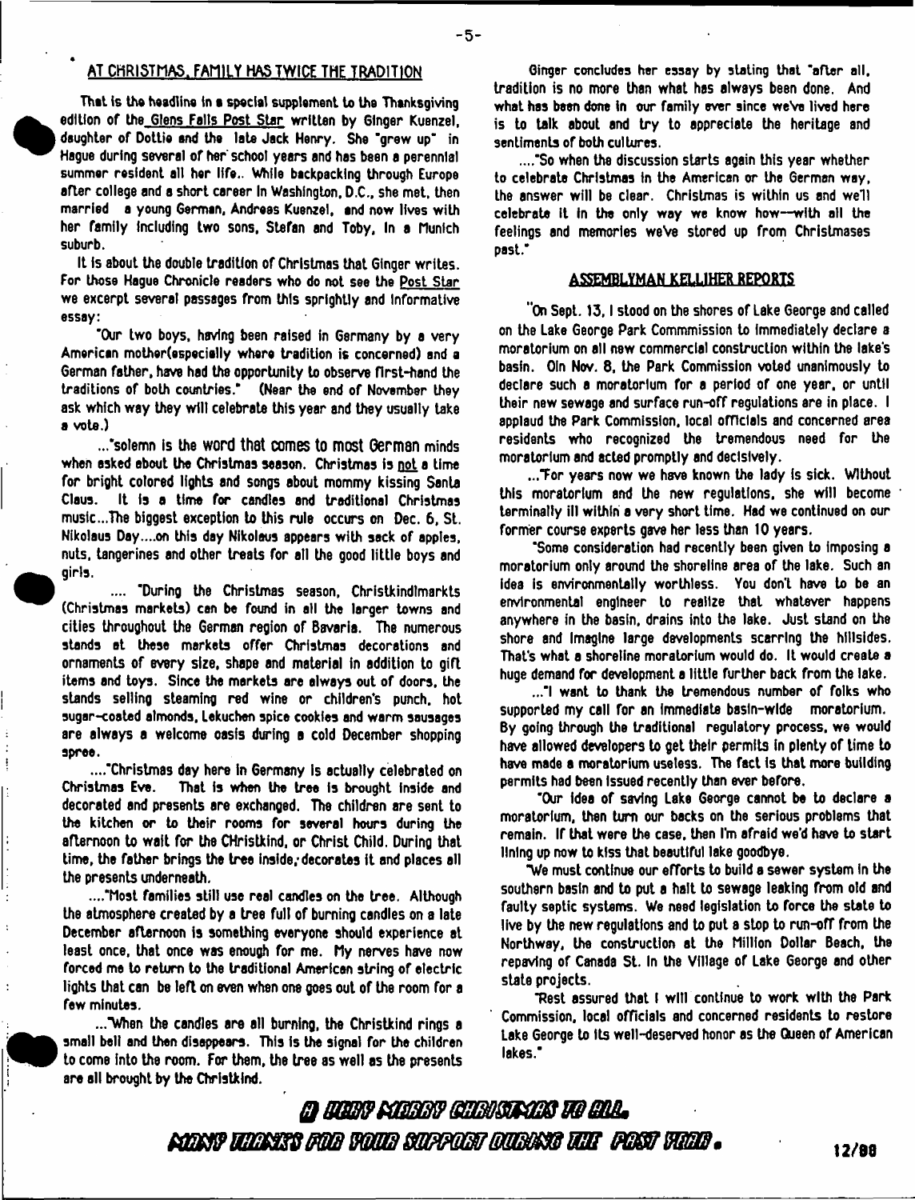## AT CHRISTMAS, FAMILY HAS TWICE THE TRADITION

That is the headline in a special supplement to the Thanksgiving edition of the Glens Falls Post Star written by Ginger Kuenzel, daughter of Dottie and the late Jack Henry. She "grew up" in Hague during several of her school years and has been a perennial summer resident all her life.. While backpacking through Europe after college and a short career in Washington, D.C., she met, then married a young German, Andreas Kuenzel, and now lives with her family including two sons, Stefan and Toby, in a Munich suburb.

It is about the double tradition of Christmas that Ginger writes. For those Hague Chronicle readers who do not see the Post Star we excerpt several passages from this sprightly and informative essay:

"Our two boys, having been raised in Germany by a very American mother(especially where tradition is concerned) and a German father, have had the opportunity to observe first-hand the traditions of both countries." (Near the end of November they ask which way they will celebrate this year and they usually take a vote.)

..."solemn is the word that comes to most German minds when asked about the Christmas season. Christmas is not a time for bright colored lights and songs about mommy kissing Santa Claus. It is a time for candles and traditional Christmas music...The biggest exception to this rule occurs on Dec. 6, St. Nikolaus Day....on this day Nikolaus appears with sack of apples, nuts, tangerines and other treats for all the good little boys and girls.

.... "During the Christmas season, Christkindlmarkts (Christmas markets) can be found in all the larger towns and cities throughout the German region of Bavaria. The numerous stands at these markets offer Christmas decorations and ornaments of every size, shape and material in addition to gift items and toys. Since the markets are always out of doors, the stands selling steaming red wine or children's punch, hot sugar-coated almonds, Lebkuchen spice cookies and warm sausages are always a welcome oasis during a cold December shopping spree.

...."Christmas day here in Germany is actually celebrated on Christmas Eve. That is when the tree is brought inside and decorated and presents are exchanged. The children are sent to the kitchen or to their rooms for several hours during the afternoon to wait for the CHristkind, or Christ Child. During that time, the father brings the tree inside, decorates it and places all the presents underneath.

...."Most families still use real candles on the tree. Although the atmosphere created by a tree full of burning candles on a late December afternoon is something everyone should experience at least once, that once was enough for me. My nerves have now forced me to return to the traditional American string of electric lights that can be left on even when one goes out of the room for a few minutes.

..."When the candles are all burning, the Christkind rings a small bell and then disappears. This is the signal for the children to come into the room. For them, the tree as well as the presents are all brought by the Christkind.

Ginger concludes her essay by stating that "after all, tradition is no more than what has always been done. And what has been done in our family ever since we've lived here is to talk about and try to appreciate the heritage and sentiments of both cultures.

...."So when the discussion starts again this year whether to celebrate Christmas in the American or the German way, the answer will be clear. Christmas is within us and we'll celebrate it in the only way we know how--with all the feelings and memories we've stored up from Christmases past."

## ASSEMBLYMAN KELLIHER REPORTS

"On Sept. 13, I stood on the shores of Lake George and called on the Lake George Park Commmission to immediately declare a moratorium on all new commercial construction within the lake's basin. Oin Nov. 8, the Park Commission voted unanimously to declare such a moratorium for a period of one year, or until their new sewage and surface run-off regulations are in place. I applaud the Park Commission, local officials and concerned area residents who recognized the tremendous need for the moratorium and acted promptly and decisively.

..."For years now we have known the lady is sick. Without this moratorium and the new regulations, she will become terminally ill within a very short time. Had we continued on our former course experts gave her less than 10 years.

"Some consideration had recently been given to imposing a moratorium only around the shoreline area of the lake. Such an idea is environmentally worthless. You don't have to be an environmental engineer to realize that whatever happens anywhere in the basin, drains into the lake. Just stand on the shore and imagine large developments scarring the hillsides. That's what a shoreline moratorium would do. It would create a huge demand for development a little further back from the lake.

..."I want to thank the tremendous number of folks who supported my call for an immediate basin-wide moratorium. By going through the traditional regulatory process, we would have allowed developers to get their permits in plenty of time to have made a moratorium useless. The fact is that more building permits had been issued recently than ever before.

"Our idea of saving Lake George cannot be to declare a moratorium, then turn our backs on the serious problems that remain. If that were the case, then I'm afraid we'd have to start lining up now to kiss that beautiful lake goodbye.

"We must continue our efforts to build a sewer system in the southern basin and to put a halt to sewage leaking from old and faulty septic systems. We need legislation to force the state to live by the new regulations and to put a stop to run-off from the Northway, the construction at the Million Dollar Beach, the repaving of Canada St. in the Village of Lake George and other state projects.

"Rest assured that I will continue to work with the Park Commission, local officials and concerned residents to restore Lake George to its well-deserved honor as the Queen of American lakes."

*A VERY MERRY CHRISTMAS TO ALL.*
*MANY THANKS FOR YOUR SUPPORT DURING THE PAST YEAR.*

12/88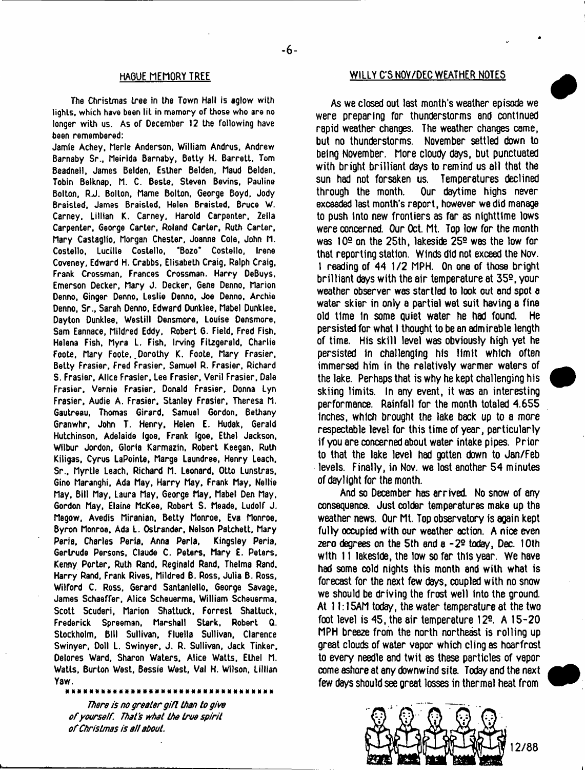## HAGUE MEMORY TREE

The Christmas tree in the Town Hall is aglow with lights, which have been lit in memory of those who are no longer with us. As of December 12 the following have been remembered:

Jamie Achey, Merle Anderson, William Andrus, Andrew Barnaby Sr., Meirlda Barnaby, Betty H. Barrett, Tom Beadnell, James Belden, Esther Belden, Maud Belden, Tobin Belknap, M. C. Beste, Steven Bevins, Pauline Bolton, R.J. Bolton, Mame Bolton, George Boyd, Jody Braisted, James Braisted, Helen Braisted, Bruce W. Carney, Lillian K. Carney, Harold Carpenter, Zella Carpenter, George Carter, Roland Carter, Ruth Carter, Mary Castaglio, Morgan Chester, Joanne Cole, John M. Costello, Lucille Costello, "Bozo" Costello, Irene Coveney, Edward H. Crabbs, Elisabeth Craig, Ralph Craig, Frank Crossman, Frances Crossman, Harry DeBuys, Emerson Decker, Mary J. Decker, Gene Denno, Marion Denno, Ginger Denno, Leslie Denno, Joe Denno, Archie Denno, Sr., Sarah Denno, Edward Dunklee, Mabel Dunklee, Dayton Dunklee, Westill Densmore, Louise Densmore, Sam Eannace, Mildred Eddy, Robert G. Field, Fred Fish, Helena Fish, Myra L. Fish, Irving Fitzgerald, Charlie Foote, Mary Foote, Dorothy K. Foote, Mary Frasier, Betty Frasier, Fred Frasier, Samuel R. Frasier, Richard S. Frasier, Alice Frasier, Lee Frasier, Veril Frasier, Dale Frasier, Vernie Frasier, Donald Frasier, Donna Lyn Frasier, Audie A. Frasier, Stanley Frasier, Theresa M. Gautreau, Thomas Girard, Samuel Gordon, Bethany Granwhr, John T. Henry, Helen E. Hudak, Gerald Hutchinson, Adelaide Igoe, Frank Igoe, Ethel Jackson, Wilbur Jordon, Gloria Karmazin, Robert Keegan, Ruth Kiligas, Cyrus LaPointe, Marge Laundree, Henry Leach, Sr., Myrtle Leach, Richard M. Leonard, Otto Lunstras, Gino Maranghi, Ada May, Harry May, Frank May, Nellie May, Bill May, Laura May, George May, Mabel Den May, Gordon May, Elaine McKee, Robert S. Meade, Ludolf J. Megow, Avedis Miranian, Betty Monroe, Eva Monroe, Byron Monroe, Ada L. Ostrander, Nelson Patchett, Mary Peria, Charles Peria, Anna Peria, Kingsley Peria, Gertrude Persons, Claude C. Peters, Mary E. Peters, Kenny Porter, Ruth Rand, Reginald Rand, Thelma Rand, Harry Rand, Frank Rives, Mildred B. Ross, Julia B. Ross, Wilford C. Ross, Gerard Santaniello, George Savage, James Schaeffer, Alice Scheuerma, William Scheuerma, Scott Scuderi, Marion Shattuck, Forrest Shattuck, Frederick Spreeman, Marshall Stark, Robert Q. Stockholm, Bill Sullivan, Fluella Sullivan, Clarence Swinyer, Doll L. Swinyer, J. R. Sullivan, Jack Tinker, Delores Ward, Sharon Waters, Alice Watts, Ethel M. Watts, Burton West, Bessie West, Val H. Wilson, Lillian Yaw.

***********************************

*There is no greater gift than to give of yourself. That's what the true spirit of Christmas is all about.*

## WILLY C'S NOV/DEC WEATHER NOTES

As we closed out last month's weather episode we were preparing for thunderstorms and continued rapid weather changes. The weather changes came, but no thunderstorms. November settled down to being November. More cloudy days, but punctuated with bright brilliant days to remind us all that the sun had not forsaken us. Temperatures declined through the month. Our daytime highs never exceeded last month's report, however we did manage to push into new frontiers as far as nighttime lows were concerned. Our Oct. Mt. Top low for the month was 10º on the 25th, lakeside 25º was the low for that reporting station. Winds did not exceed the Nov. 1 reading of 44 1/2 MPH. On one of those bright brilliant days with the air temperature at 35º, your weather observer was startled to look out and spot a water skier in only a partial wet suit having a fine old time in some quiet water he had found. He persisted for what I thought to be an admirable length of time. His skill level was obviously high yet he persisted in challenging his limit which often immersed him in the relatively warmer waters of the lake. Perhaps that is why he kept challenging his skiing limits. In any event, it was an interesting performance. Rainfall for the month totaled 4.655 inches, which brought the lake back up to a more respectable level for this time of year, particularly if you are concerned about water intake pipes. Prior to that the lake level had gotten down to Jan/Feb levels. Finally, in Nov. we lost another 54 minutes of daylight for the month.

And so December has arrived. No snow of any consequence. Just colder temperatures make up the weather news. Our Mt. Top observatory is again kept fully occupied with our weather action. A nice even zero degrees on the 5th and a -2º today, Dec. 10th with 11 lakeside, the low so far this year. We have had some cold nights this month and with what is forecast for the next few days, coupled with no snow we should be driving the frost well into the ground. At 11:15AM today, the water temperature at the two foot level is 45, the air temperature 12º. A 15-20 MPH breeze from the north northeast is rolling up great clouds of water vapor which cling as hoarfrost to every needle and twit as these particles of vapor come ashore at any downwind site. Today and the next few days should see great losses in thermal heat from

12/88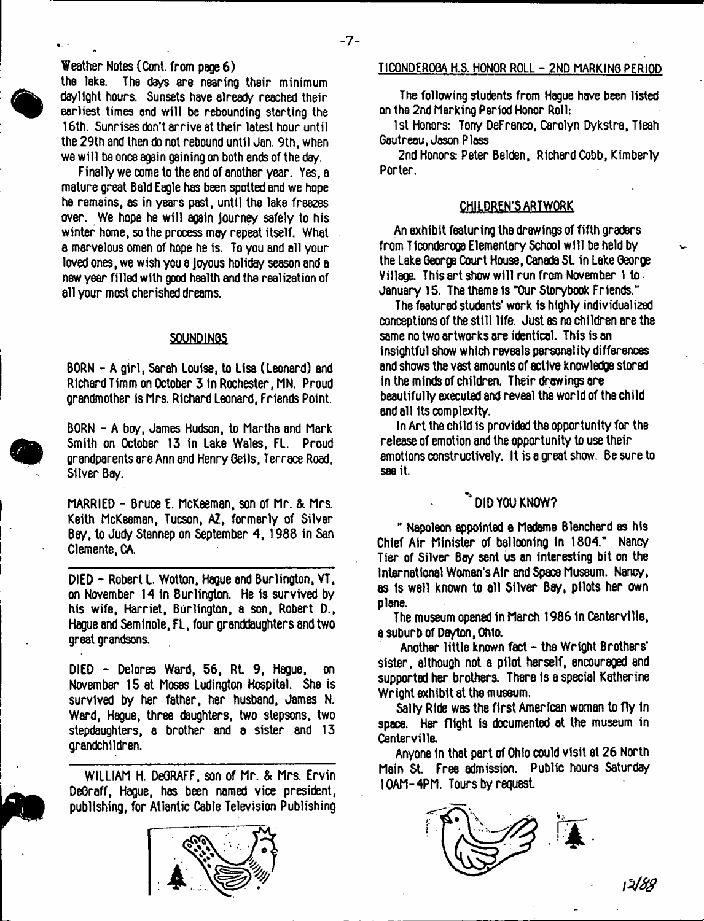Weather Notes (Cont. from page 6)

the lake. The days are nearing their minimum daylight hours. Sunsets have already reached their earliest times and will be rebounding starting the 16th. Sunrises don't arrive at their latest hour until the 29th and then do not rebound until Jan. 9th, when we will be once again gaining on both ends of the day.

Finally we come to the end of another year. Yes, a mature great Bald Eagle has been spotted and we hope he remains, as in years past, until the lake freezes over. We hope he will again journey safely to his winter home, so the process may repeat itself. What a marvelous omen of hope he is. To you and all your loved ones, we wish you a joyous holiday season and a new year filled with good health and the realization of all your most cherished dreams.

## SOUNDINGS

BORN - A girl, Sarah Louise, to Lisa (Leonard) and Richard Timm on October 3 in Rochester, MN. Proud grandmother is Mrs. Richard Leonard, Friends Point.

BORN - A boy, James Hudson, to Martha and Mark Smith on October 13 in Lake Wales, FL. Proud grandparents are Ann and Henry Geils, Terrace Road, Silver Bay.

MARRIED - Bruce E. McKeeman, son of Mr. & Mrs. Keith McKeeman, Tucson, AZ, formerly of Silver Bay, to Judy Stannep on September 4, 1988 in San Clemente, CA.

---

DIED - Robert L. Wotton, Hague and Burlington, VT, on November 14 in Burlington. He is survived by his wife, Harriet, Burlington, a son, Robert D., Hague and Seminole, FL, four granddaughters and two great grandsons.

DIED - Delores Ward, 56, Rt. 9, Hague, on November 15 at Moses Ludington Hospital. She is survived by her father, her husband, James N. Ward, Hague, three daughters, two stepsons, two stepdaughters, a brother and a sister and 13 grandchildren.

---

WILLIAM H. DeGRAFF, son of Mr. & Mrs. Ervin DeGraff, Hague, has been named vice president, publishing, for Atlantic Cable Television Publishing

## TICONDEROGA H.S. HONOR ROLL - 2ND MARKING PERIOD

The following students from Hague have been listed on the 2nd Marking Period Honor Roll:

1st Honors: Tony DeFranco, Carolyn Dykstra, Tieah Gautreau, Jason Plass

2nd Honors: Peter Belden, Richard Cobb, Kimberly Porter.

## CHILDREN'S ARTWORK

An exhibit featuring the drawings of fifth graders from Ticonderoga Elementary School will be held by the Lake George Court House, Canada St. in Lake George Village. This art show will run from November 1 to January 15. The theme is "Our Storybook Friends."

The featured students' work is highly individualized conceptions of the still life. Just as no children are the same no two artworks are identical. This is an insightful show which reveals personality differences and shows the vast amounts of active knowledge stored in the minds of children. Their drawings are beautifully executed and reveal the world of the child and all its complexity.

In Art the child is provided the opportunity for the release of emotion and the opportunity to use their emotions constructively. It is a great show. Be sure to see it.

## DID YOU KNOW?

" Napoleon appointed a Madame Blanchard as his Chief Air Minister of ballooning in 1804." Nancy Tier of Silver Bay sent us an interesting bit on the International Women's Air and Space Museum. Nancy, as is well known to all Silver Bay, pilots her own plane.

The museum opened in March 1986 in Centerville, a suburb of Dayton, Ohio.

Another little known fact - the Wright Brothers' sister, although not a pilot herself, encouraged and supported her brothers. There is a special Katherine Wright exhibit at the museum.

Sally Ride was the first American woman to fly in space. Her flight is documented at the museum in Centerville.

Anyone in that part of Ohio could visit at 26 North Main St. Free admission. Public hours Saturday 10AM-4PM. Tours by request.

12/88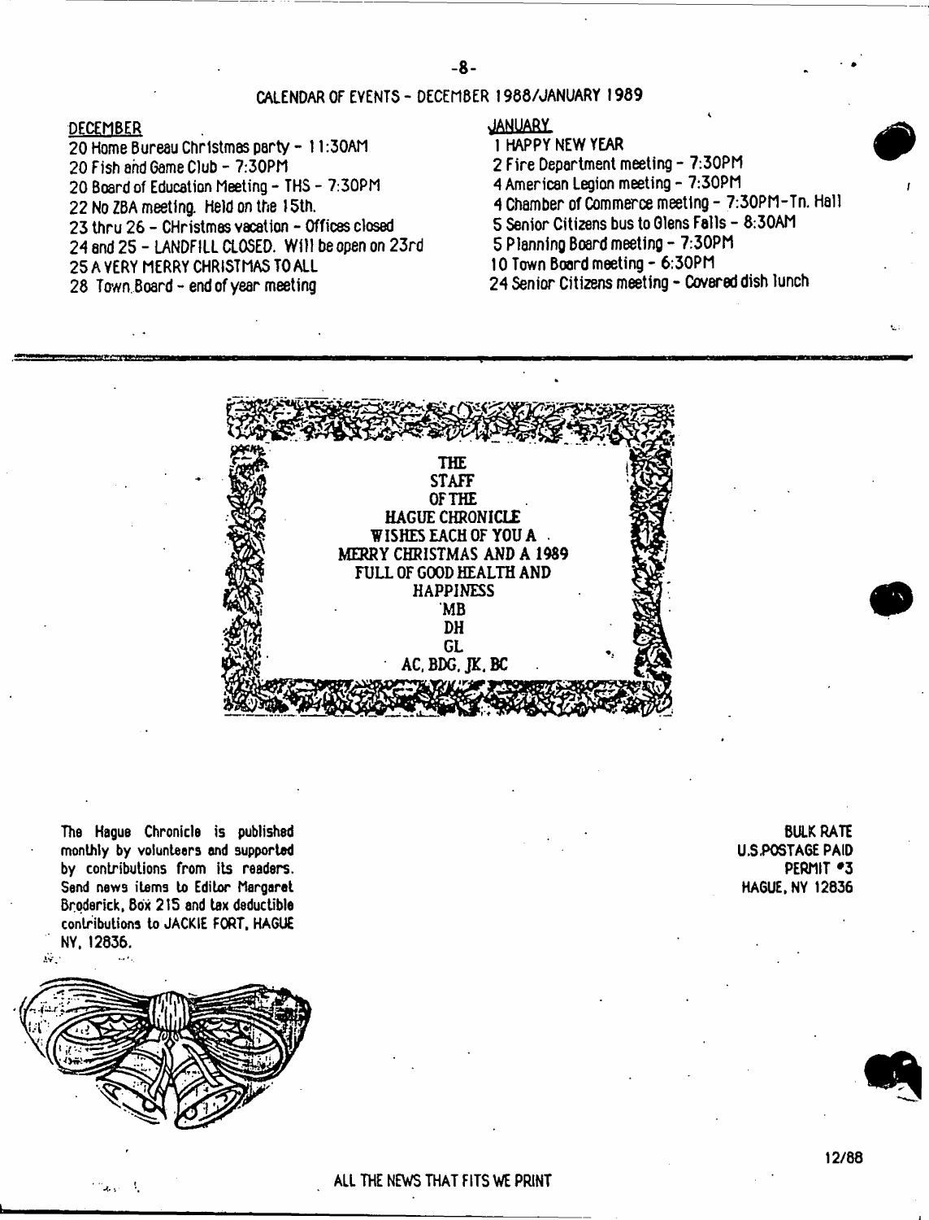## CALENDAR OF EVENTS - DECEMBER 1988/JANUARY 1989

### DECEMBER

20 Home Bureau Christmas party - 11:30AM
20 Fish and Game Club - 7:30PM
20 Board of Education Meeting - THS - 7:30PM
22 No ZBA meeting. Held on the 15th.
23 thru 26 - CHristmas vacation - Offices closed
24 and 25 - LANDFILL CLOSED. Will be open on 23rd
25 A VERY MERRY CHRISTMAS TO ALL
28 Town Board - end of year meeting

### JANUARY

1 HAPPY NEW YEAR
2 Fire Department meeting - 7:30PM
4 American Legion meeting - 7:30PM
4 Chamber of Commerce meeting - 7:30PM-Tn. Hall
5 Senior Citizens bus to Glens Falls - 8:30AM
5 Planning Board meeting - 7:30PM
10 Town Board meeting - 6:30PM
24 Senior Citizens meeting - Covered dish lunch

---

THE
STAFF
OF THE
HAGUE CHRONICLE
WISHES EACH OF YOU A
MERRY CHRISTMAS AND A 1989
FULL OF GOOD HEALTH AND
HAPPINESS
MB
DH
GL
AC, BDG, JK, BC

---

The Hague Chronicle is published monthly by volunteers and supported by contributions from its readers. Send news items to Editor Margaret Broderick, Box 215 and tax deductible contributions to JACKIE FORT, HAGUE NY, 12836.

BULK RATE
U.S.POSTAGE PAID
PERMIT #3
HAGUE, NY 12836

12/88

ALL THE NEWS THAT FITS WE PRINT